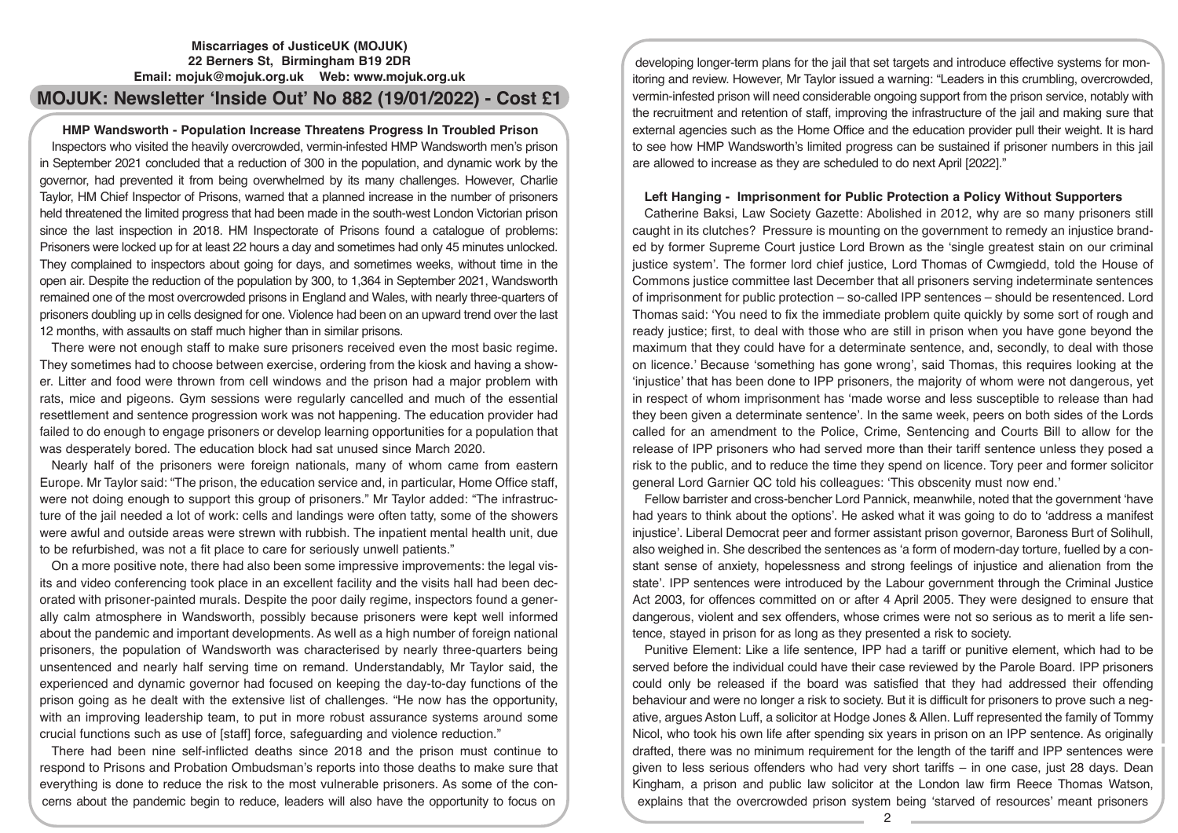**Miscarriages of JusticeUK (MOJUK)**
**22 Berners St, Birmingham B19 2DR**
**Email: mojuk@mojuk.org.uk Web: www.mojuk.org.uk**

# MOJUK: Newsletter 'Inside Out' No 882 (19/01/2022) - Cost £1

## HMP Wandsworth - Population Increase Threatens Progress In Troubled Prison

Inspectors who visited the heavily overcrowded, vermin-infested HMP Wandsworth men's prison in September 2021 concluded that a reduction of 300 in the population, and dynamic work by the governor, had prevented it from being overwhelmed by its many challenges. However, Charlie Taylor, HM Chief Inspector of Prisons, warned that a planned increase in the number of prisoners held threatened the limited progress that had been made in the south-west London Victorian prison since the last inspection in 2018. HM Inspectorate of Prisons found a catalogue of problems: Prisoners were locked up for at least 22 hours a day and sometimes had only 45 minutes unlocked. They complained to inspectors about going for days, and sometimes weeks, without time in the open air. Despite the reduction of the population by 300, to 1,364 in September 2021, Wandsworth remained one of the most overcrowded prisons in England and Wales, with nearly three-quarters of prisoners doubling up in cells designed for one. Violence had been on an upward trend over the last 12 months, with assaults on staff much higher than in similar prisons.

There were not enough staff to make sure prisoners received even the most basic regime. They sometimes had to choose between exercise, ordering from the kiosk and having a shower. Litter and food were thrown from cell windows and the prison had a major problem with rats, mice and pigeons. Gym sessions were regularly cancelled and much of the essential resettlement and sentence progression work was not happening. The education provider had failed to do enough to engage prisoners or develop learning opportunities for a population that was desperately bored. The education block had sat unused since March 2020.

Nearly half of the prisoners were foreign nationals, many of whom came from eastern Europe. Mr Taylor said: "The prison, the education service and, in particular, Home Office staff, were not doing enough to support this group of prisoners." Mr Taylor added: "The infrastructure of the jail needed a lot of work: cells and landings were often tatty, some of the showers were awful and outside areas were strewn with rubbish. The inpatient mental health unit, due to be refurbished, was not a fit place to care for seriously unwell patients."

On a more positive note, there had also been some impressive improvements: the legal visits and video conferencing took place in an excellent facility and the visits hall had been decorated with prisoner-painted murals. Despite the poor daily regime, inspectors found a generally calm atmosphere in Wandsworth, possibly because prisoners were kept well informed about the pandemic and important developments. As well as a high number of foreign national prisoners, the population of Wandsworth was characterised by nearly three-quarters being unsentenced and nearly half serving time on remand. Understandably, Mr Taylor said, the experienced and dynamic governor had focused on keeping the day-to-day functions of the prison going as he dealt with the extensive list of challenges. "He now has the opportunity, with an improving leadership team, to put in more robust assurance systems around some crucial functions such as use of [staff] force, safeguarding and violence reduction."

There had been nine self-inflicted deaths since 2018 and the prison must continue to respond to Prisons and Probation Ombudsman's reports into those deaths to make sure that everything is done to reduce the risk to the most vulnerable prisoners. As some of the concerns about the pandemic begin to reduce, leaders will also have the opportunity to focus on developing longer-term plans for the jail that set targets and introduce effective systems for monitoring and review. However, Mr Taylor issued a warning: "Leaders in this crumbling, overcrowded, vermin-infested prison will need considerable ongoing support from the prison service, notably with the recruitment and retention of staff, improving the infrastructure of the jail and making sure that external agencies such as the Home Office and the education provider pull their weight. It is hard to see how HMP Wandsworth's limited progress can be sustained if prisoner numbers in this jail are allowed to increase as they are scheduled to do next April [2022]."

## Left Hanging - Imprisonment for Public Protection a Policy Without Supporters

Catherine Baksi, Law Society Gazette: Abolished in 2012, why are so many prisoners still caught in its clutches? Pressure is mounting on the government to remedy an injustice branded by former Supreme Court justice Lord Brown as the 'single greatest stain on our criminal justice system'. The former lord chief justice, Lord Thomas of Cwmgiedd, told the House of Commons justice committee last December that all prisoners serving indeterminate sentences of imprisonment for public protection – so-called IPP sentences – should be resentenced. Lord Thomas said: 'You need to fix the immediate problem quite quickly by some sort of rough and ready justice; first, to deal with those who are still in prison when you have gone beyond the maximum that they could have for a determinate sentence, and, secondly, to deal with those on licence.' Because 'something has gone wrong', said Thomas, this requires looking at the 'injustice' that has been done to IPP prisoners, the majority of whom were not dangerous, yet in respect of whom imprisonment has 'made worse and less susceptible to release than had they been given a determinate sentence'. In the same week, peers on both sides of the Lords called for an amendment to the Police, Crime, Sentencing and Courts Bill to allow for the release of IPP prisoners who had served more than their tariff sentence unless they posed a risk to the public, and to reduce the time they spend on licence. Tory peer and former solicitor general Lord Garnier QC told his colleagues: 'This obscenity must now end.'

Fellow barrister and cross-bencher Lord Pannick, meanwhile, noted that the government 'have had years to think about the options'. He asked what it was going to do to 'address a manifest injustice'. Liberal Democrat peer and former assistant prison governor, Baroness Burt of Solihull, also weighed in. She described the sentences as 'a form of modern-day torture, fuelled by a constant sense of anxiety, hopelessness and strong feelings of injustice and alienation from the state'. IPP sentences were introduced by the Labour government through the Criminal Justice Act 2003, for offences committed on or after 4 April 2005. They were designed to ensure that dangerous, violent and sex offenders, whose crimes were not so serious as to merit a life sentence, stayed in prison for as long as they presented a risk to society.

Punitive Element: Like a life sentence, IPP had a tariff or punitive element, which had to be served before the individual could have their case reviewed by the Parole Board. IPP prisoners could only be released if the board was satisfied that they had addressed their offending behaviour and were no longer a risk to society. But it is difficult for prisoners to prove such a negative, argues Aston Luff, a solicitor at Hodge Jones & Allen. Luff represented the family of Tommy Nicol, who took his own life after spending six years in prison on an IPP sentence. As originally drafted, there was no minimum requirement for the length of the tariff and IPP sentences were given to less serious offenders who had very short tariffs – in one case, just 28 days. Dean Kingham, a prison and public law solicitor at the London law firm Reece Thomas Watson, explains that the overcrowded prison system being 'starved of resources' meant prisoners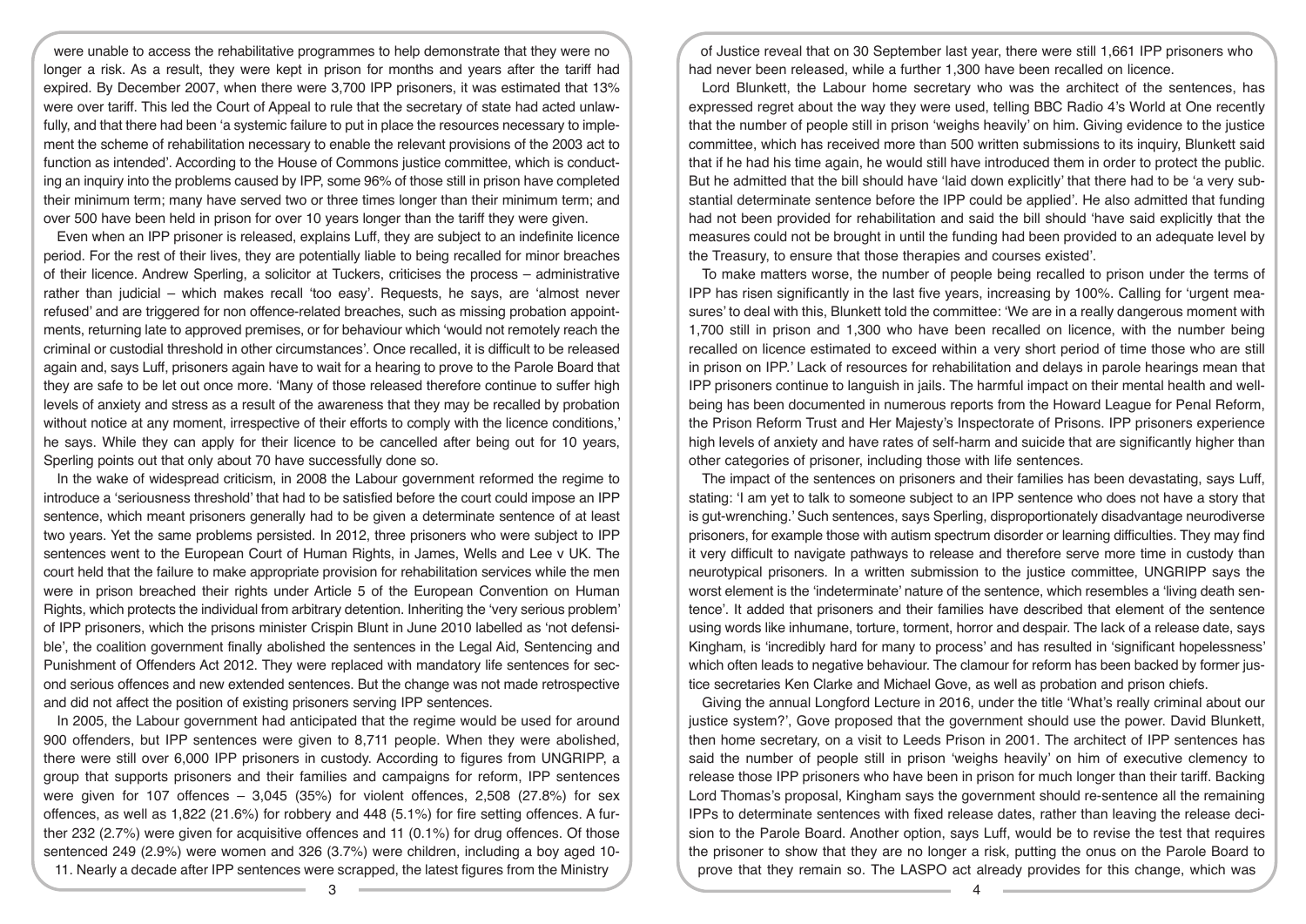were unable to access the rehabilitative programmes to help demonstrate that they were no longer a risk. As a result, they were kept in prison for months and years after the tariff had expired. By December 2007, when there were 3,700 IPP prisoners, it was estimated that 13% were over tariff. This led the Court of Appeal to rule that the secretary of state had acted unlawfully, and that there had been 'a systemic failure to put in place the resources necessary to implement the scheme of rehabilitation necessary to enable the relevant provisions of the 2003 act to function as intended'. According to the House of Commons justice committee, which is conducting an inquiry into the problems caused by IPP, some 96% of those still in prison have completed their minimum term; many have served two or three times longer than their minimum term; and over 500 have been held in prison for over 10 years longer than the tariff they were given.

Even when an IPP prisoner is released, explains Luff, they are subject to an indefinite licence period. For the rest of their lives, they are potentially liable to being recalled for minor breaches of their licence. Andrew Sperling, a solicitor at Tuckers, criticises the process – administrative rather than judicial – which makes recall 'too easy'. Requests, he says, are 'almost never refused' and are triggered for non offence-related breaches, such as missing probation appointments, returning late to approved premises, or for behaviour which 'would not remotely reach the criminal or custodial threshold in other circumstances'. Once recalled, it is difficult to be released again and, says Luff, prisoners again have to wait for a hearing to prove to the Parole Board that they are safe to be let out once more. 'Many of those released therefore continue to suffer high levels of anxiety and stress as a result of the awareness that they may be recalled by probation without notice at any moment, irrespective of their efforts to comply with the licence conditions,' he says. While they can apply for their licence to be cancelled after being out for 10 years, Sperling points out that only about 70 have successfully done so.

In the wake of widespread criticism, in 2008 the Labour government reformed the regime to introduce a 'seriousness threshold' that had to be satisfied before the court could impose an IPP sentence, which meant prisoners generally had to be given a determinate sentence of at least two years. Yet the same problems persisted. In 2012, three prisoners who were subject to IPP sentences went to the European Court of Human Rights, in James, Wells and Lee v UK. The court held that the failure to make appropriate provision for rehabilitation services while the men were in prison breached their rights under Article 5 of the European Convention on Human Rights, which protects the individual from arbitrary detention. Inheriting the 'very serious problem' of IPP prisoners, which the prisons minister Crispin Blunt in June 2010 labelled as 'not defensible', the coalition government finally abolished the sentences in the Legal Aid, Sentencing and Punishment of Offenders Act 2012. They were replaced with mandatory life sentences for second serious offences and new extended sentences. But the change was not made retrospective and did not affect the position of existing prisoners serving IPP sentences.

In 2005, the Labour government had anticipated that the regime would be used for around 900 offenders, but IPP sentences were given to 8,711 people. When they were abolished, there were still over 6,000 IPP prisoners in custody. According to figures from UNGRIPP, a group that supports prisoners and their families and campaigns for reform, IPP sentences were given for 107 offences – 3,045 (35%) for violent offences, 2,508 (27.8%) for sex offences, as well as 1,822 (21.6%) for robbery and 448 (5.1%) for fire setting offences. A further 232 (2.7%) were given for acquisitive offences and 11 (0.1%) for drug offences. Of those sentenced 249 (2.9%) were women and 326 (3.7%) were children, including a boy aged 10-11. Nearly a decade after IPP sentences were scrapped, the latest figures from the Ministry of Justice reveal that on 30 September last year, there were still 1,661 IPP prisoners who had never been released, while a further 1,300 have been recalled on licence.

Lord Blunkett, the Labour home secretary who was the architect of the sentences, has expressed regret about the way they were used, telling BBC Radio 4's World at One recently that the number of people still in prison 'weighs heavily' on him. Giving evidence to the justice committee, which has received more than 500 written submissions to its inquiry, Blunkett said that if he had his time again, he would still have introduced them in order to protect the public. But he admitted that the bill should have 'laid down explicitly' that there had to be 'a very substantial determinate sentence before the IPP could be applied'. He also admitted that funding had not been provided for rehabilitation and said the bill should 'have said explicitly that the measures could not be brought in until the funding had been provided to an adequate level by the Treasury, to ensure that those therapies and courses existed'.

To make matters worse, the number of people being recalled to prison under the terms of IPP has risen significantly in the last five years, increasing by 100%. Calling for 'urgent measures' to deal with this, Blunkett told the committee: 'We are in a really dangerous moment with 1,700 still in prison and 1,300 who have been recalled on licence, with the number being recalled on licence estimated to exceed within a very short period of time those who are still in prison on IPP.' Lack of resources for rehabilitation and delays in parole hearings mean that IPP prisoners continue to languish in jails. The harmful impact on their mental health and wellbeing has been documented in numerous reports from the Howard League for Penal Reform, the Prison Reform Trust and Her Majesty's Inspectorate of Prisons. IPP prisoners experience high levels of anxiety and have rates of self-harm and suicide that are significantly higher than other categories of prisoner, including those with life sentences.

The impact of the sentences on prisoners and their families has been devastating, says Luff, stating: 'I am yet to talk to someone subject to an IPP sentence who does not have a story that is gut-wrenching.' Such sentences, says Sperling, disproportionately disadvantage neurodiverse prisoners, for example those with autism spectrum disorder or learning difficulties. They may find it very difficult to navigate pathways to release and therefore serve more time in custody than neurotypical prisoners. In a written submission to the justice committee, UNGRIPP says the worst element is the 'indeterminate' nature of the sentence, which resembles a 'living death sentence'. It added that prisoners and their families have described that element of the sentence using words like inhumane, torture, torment, horror and despair. The lack of a release date, says Kingham, is 'incredibly hard for many to process' and has resulted in 'significant hopelessness' which often leads to negative behaviour. The clamour for reform has been backed by former justice secretaries Ken Clarke and Michael Gove, as well as probation and prison chiefs.

Giving the annual Longford Lecture in 2016, under the title 'What's really criminal about our justice system?', Gove proposed that the government should use the power. David Blunkett, then home secretary, on a visit to Leeds Prison in 2001. The architect of IPP sentences has said the number of people still in prison 'weighs heavily' on him of executive clemency to release those IPP prisoners who have been in prison for much longer than their tariff. Backing Lord Thomas's proposal, Kingham says the government should re-sentence all the remaining IPPs to determinate sentences with fixed release dates, rather than leaving the release decision to the Parole Board. Another option, says Luff, would be to revise the test that requires the prisoner to show that they are no longer a risk, putting the onus on the Parole Board to prove that they remain so. The LASPO act already provides for this change, which was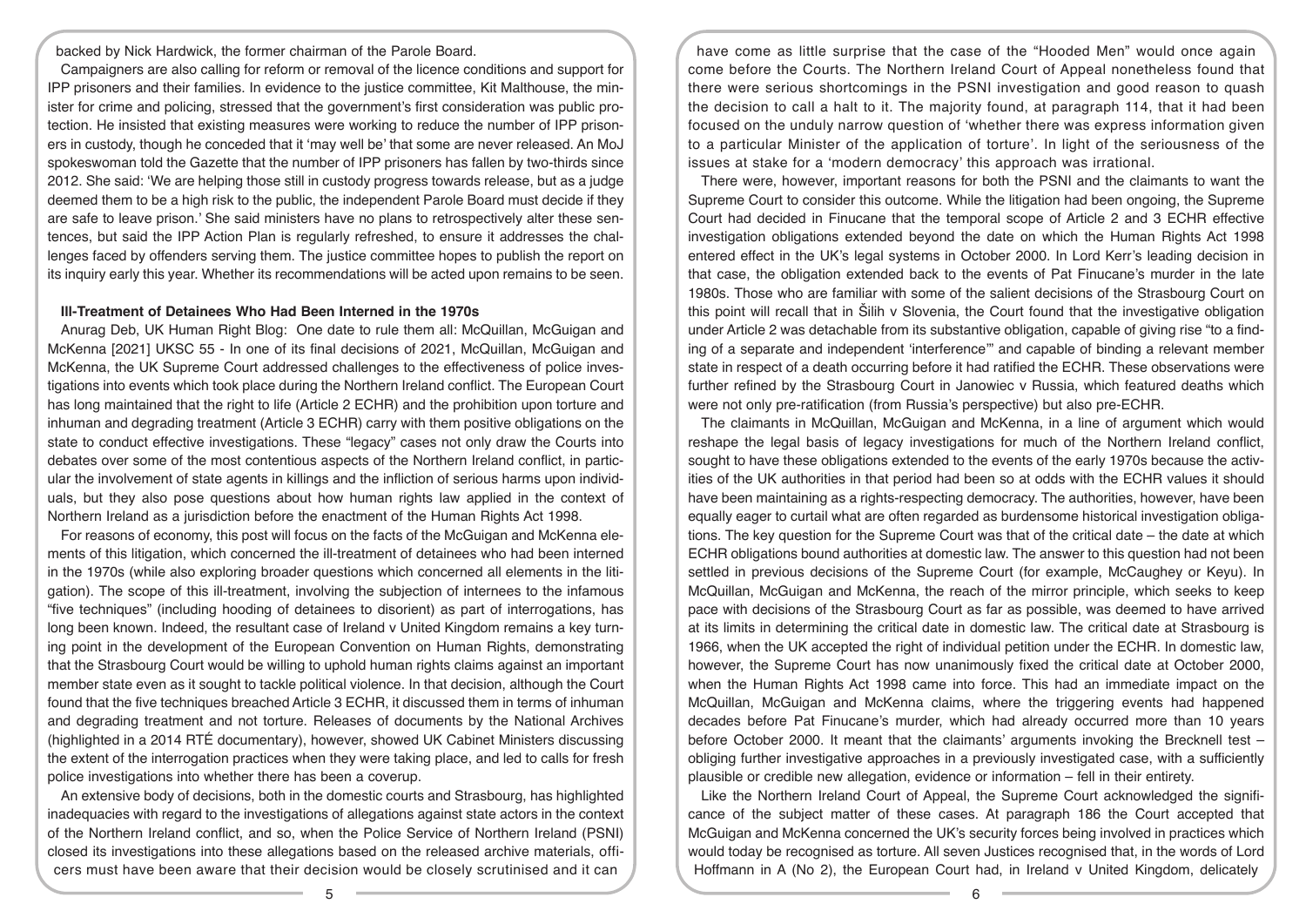backed by Nick Hardwick, the former chairman of the Parole Board.

Campaigners are also calling for reform or removal of the licence conditions and support for IPP prisoners and their families. In evidence to the justice committee, Kit Malthouse, the minister for crime and policing, stressed that the government's first consideration was public protection. He insisted that existing measures were working to reduce the number of IPP prisoners in custody, though he conceded that it 'may well be' that some are never released. An MoJ spokeswoman told the Gazette that the number of IPP prisoners has fallen by two-thirds since 2012. She said: 'We are helping those still in custody progress towards release, but as a judge deemed them to be a high risk to the public, the independent Parole Board must decide if they are safe to leave prison.' She said ministers have no plans to retrospectively alter these sentences, but said the IPP Action Plan is regularly refreshed, to ensure it addresses the challenges faced by offenders serving them. The justice committee hopes to publish the report on its inquiry early this year. Whether its recommendations will be acted upon remains to be seen.

**Ill-Treatment of Detainees Who Had Been Interned in the 1970s**

Anurag Deb, UK Human Right Blog: One date to rule them all: McQuillan, McGuigan and McKenna [2021] UKSC 55 - In one of its final decisions of 2021, McQuillan, McGuigan and McKenna, the UK Supreme Court addressed challenges to the effectiveness of police investigations into events which took place during the Northern Ireland conflict. The European Court has long maintained that the right to life (Article 2 ECHR) and the prohibition upon torture and inhuman and degrading treatment (Article 3 ECHR) carry with them positive obligations on the state to conduct effective investigations. These "legacy" cases not only draw the Courts into debates over some of the most contentious aspects of the Northern Ireland conflict, in particular the involvement of state agents in killings and the infliction of serious harms upon individuals, but they also pose questions about how human rights law applied in the context of Northern Ireland as a jurisdiction before the enactment of the Human Rights Act 1998.

For reasons of economy, this post will focus on the facts of the McGuigan and McKenna elements of this litigation, which concerned the ill-treatment of detainees who had been interned in the 1970s (while also exploring broader questions which concerned all elements in the litigation). The scope of this ill-treatment, involving the subjection of internees to the infamous "five techniques" (including hooding of detainees to disorient) as part of interrogations, has long been known. Indeed, the resultant case of Ireland v United Kingdom remains a key turning point in the development of the European Convention on Human Rights, demonstrating that the Strasbourg Court would be willing to uphold human rights claims against an important member state even as it sought to tackle political violence. In that decision, although the Court found that the five techniques breached Article 3 ECHR, it discussed them in terms of inhuman and degrading treatment and not torture. Releases of documents by the National Archives (highlighted in a 2014 RTÉ documentary), however, showed UK Cabinet Ministers discussing the extent of the interrogation practices when they were taking place, and led to calls for fresh police investigations into whether there has been a coverup.

An extensive body of decisions, both in the domestic courts and Strasbourg, has highlighted inadequacies with regard to the investigations of allegations against state actors in the context of the Northern Ireland conflict, and so, when the Police Service of Northern Ireland (PSNI) closed its investigations into these allegations based on the released archive materials, officers must have been aware that their decision would be closely scrutinised and it can have come as little surprise that the case of the "Hooded Men" would once again come before the Courts. The Northern Ireland Court of Appeal nonetheless found that there were serious shortcomings in the PSNI investigation and good reason to quash the decision to call a halt to it. The majority found, at paragraph 114, that it had been focused on the unduly narrow question of 'whether there was express information given to a particular Minister of the application of torture'. In light of the seriousness of the issues at stake for a 'modern democracy' this approach was irrational.

There were, however, important reasons for both the PSNI and the claimants to want the Supreme Court to consider this outcome. While the litigation had been ongoing, the Supreme Court had decided in Finucane that the temporal scope of Article 2 and 3 ECHR effective investigation obligations extended beyond the date on which the Human Rights Act 1998 entered effect in the UK's legal systems in October 2000. In Lord Kerr's leading decision in that case, the obligation extended back to the events of Pat Finucane's murder in the late 1980s. Those who are familiar with some of the salient decisions of the Strasbourg Court on this point will recall that in Šilih v Slovenia, the Court found that the investigative obligation under Article 2 was detachable from its substantive obligation, capable of giving rise "to a finding of a separate and independent 'interference'" and capable of binding a relevant member state in respect of a death occurring before it had ratified the ECHR. These observations were further refined by the Strasbourg Court in Janowiec v Russia, which featured deaths which were not only pre-ratification (from Russia's perspective) but also pre-ECHR.

The claimants in McQuillan, McGuigan and McKenna, in a line of argument which would reshape the legal basis of legacy investigations for much of the Northern Ireland conflict, sought to have these obligations extended to the events of the early 1970s because the activities of the UK authorities in that period had been so at odds with the ECHR values it should have been maintaining as a rights-respecting democracy. The authorities, however, have been equally eager to curtail what are often regarded as burdensome historical investigation obligations. The key question for the Supreme Court was that of the critical date – the date at which ECHR obligations bound authorities at domestic law. The answer to this question had not been settled in previous decisions of the Supreme Court (for example, McCaughey or Keyu). In McQuillan, McGuigan and McKenna, the reach of the mirror principle, which seeks to keep pace with decisions of the Strasbourg Court as far as possible, was deemed to have arrived at its limits in determining the critical date in domestic law. The critical date at Strasbourg is 1966, when the UK accepted the right of individual petition under the ECHR. In domestic law, however, the Supreme Court has now unanimously fixed the critical date at October 2000, when the Human Rights Act 1998 came into force. This had an immediate impact on the McQuillan, McGuigan and McKenna claims, where the triggering events had happened decades before Pat Finucane's murder, which had already occurred more than 10 years before October 2000. It meant that the claimants' arguments invoking the Brecknell test – obliging further investigative approaches in a previously investigated case, with a sufficiently plausible or credible new allegation, evidence or information – fell in their entirety.

Like the Northern Ireland Court of Appeal, the Supreme Court acknowledged the significance of the subject matter of these cases. At paragraph 186 the Court accepted that McGuigan and McKenna concerned the UK's security forces being involved in practices which would today be recognised as torture. All seven Justices recognised that, in the words of Lord Hoffmann in A (No 2), the European Court had, in Ireland v United Kingdom, delicately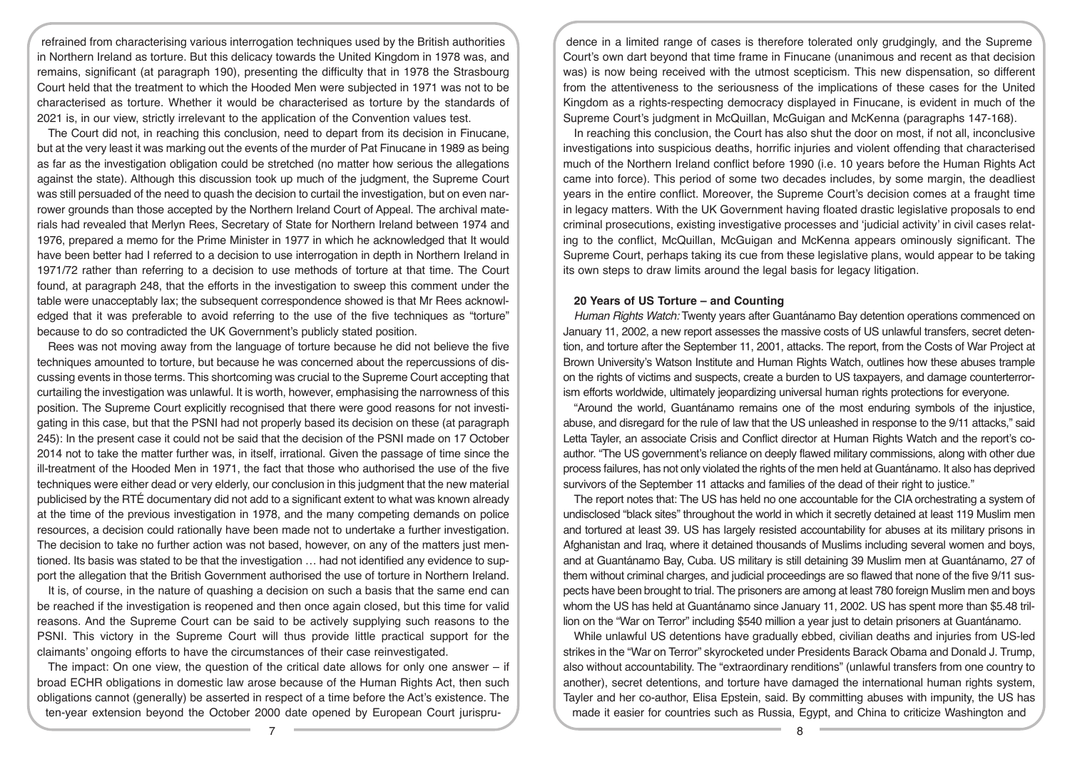refrained from characterising various interrogation techniques used by the British authorities in Northern Ireland as torture. But this delicacy towards the United Kingdom in 1978 was, and remains, significant (at paragraph 190), presenting the difficulty that in 1978 the Strasbourg Court held that the treatment to which the Hooded Men were subjected in 1971 was not to be characterised as torture. Whether it would be characterised as torture by the standards of 2021 is, in our view, strictly irrelevant to the application of the Convention values test.

The Court did not, in reaching this conclusion, need to depart from its decision in Finucane, but at the very least it was marking out the events of the murder of Pat Finucane in 1989 as being as far as the investigation obligation could be stretched (no matter how serious the allegations against the state). Although this discussion took up much of the judgment, the Supreme Court was still persuaded of the need to quash the decision to curtail the investigation, but on even narrower grounds than those accepted by the Northern Ireland Court of Appeal. The archival materials had revealed that Merlyn Rees, Secretary of State for Northern Ireland between 1974 and 1976, prepared a memo for the Prime Minister in 1977 in which he acknowledged that It would have been better had I referred to a decision to use interrogation in depth in Northern Ireland in 1971/72 rather than referring to a decision to use methods of torture at that time. The Court found, at paragraph 248, that the efforts in the investigation to sweep this comment under the table were unacceptably lax; the subsequent correspondence showed is that Mr Rees acknowledged that it was preferable to avoid referring to the use of the five techniques as "torture" because to do so contradicted the UK Government's publicly stated position.

Rees was not moving away from the language of torture because he did not believe the five techniques amounted to torture, but because he was concerned about the repercussions of discussing events in those terms. This shortcoming was crucial to the Supreme Court accepting that curtailing the investigation was unlawful. It is worth, however, emphasising the narrowness of this position. The Supreme Court explicitly recognised that there were good reasons for not investigating in this case, but that the PSNI had not properly based its decision on these (at paragraph 245): In the present case it could not be said that the decision of the PSNI made on 17 October 2014 not to take the matter further was, in itself, irrational. Given the passage of time since the ill-treatment of the Hooded Men in 1971, the fact that those who authorised the use of the five techniques were either dead or very elderly, our conclusion in this judgment that the new material publicised by the RTÉ documentary did not add to a significant extent to what was known already at the time of the previous investigation in 1978, and the many competing demands on police resources, a decision could rationally have been made not to undertake a further investigation. The decision to take no further action was not based, however, on any of the matters just mentioned. Its basis was stated to be that the investigation … had not identified any evidence to support the allegation that the British Government authorised the use of torture in Northern Ireland.

It is, of course, in the nature of quashing a decision on such a basis that the same end can be reached if the investigation is reopened and then once again closed, but this time for valid reasons. And the Supreme Court can be said to be actively supplying such reasons to the PSNI. This victory in the Supreme Court will thus provide little practical support for the claimants' ongoing efforts to have the circumstances of their case reinvestigated.

The impact: On one view, the question of the critical date allows for only one answer – if broad ECHR obligations in domestic law arose because of the Human Rights Act, then such obligations cannot (generally) be asserted in respect of a time before the Act's existence. The ten-year extension beyond the October 2000 date opened by European Court jurisprudence in a limited range of cases is therefore tolerated only grudgingly, and the Supreme Court's own dart beyond that time frame in Finucane (unanimous and recent as that decision was) is now being received with the utmost scepticism. This new dispensation, so different from the attentiveness to the seriousness of the implications of these cases for the United Kingdom as a rights-respecting democracy displayed in Finucane, is evident in much of the Supreme Court's judgment in McQuillan, McGuigan and McKenna (paragraphs 147-168).

In reaching this conclusion, the Court has also shut the door on most, if not all, inconclusive investigations into suspicious deaths, horrific injuries and violent offending that characterised much of the Northern Ireland conflict before 1990 (i.e. 10 years before the Human Rights Act came into force). This period of some two decades includes, by some margin, the deadliest years in the entire conflict. Moreover, the Supreme Court's decision comes at a fraught time in legacy matters. With the UK Government having floated drastic legislative proposals to end criminal prosecutions, existing investigative processes and 'judicial activity' in civil cases relating to the conflict, McQuillan, McGuigan and McKenna appears ominously significant. The Supreme Court, perhaps taking its cue from these legislative plans, would appear to be taking its own steps to draw limits around the legal basis for legacy litigation.

## 20 Years of US Torture – and Counting

*Human Rights Watch:* Twenty years after Guantánamo Bay detention operations commenced on January 11, 2002, a new report assesses the massive costs of US unlawful transfers, secret detention, and torture after the September 11, 2001, attacks. The report, from the Costs of War Project at Brown University's Watson Institute and Human Rights Watch, outlines how these abuses trample on the rights of victims and suspects, create a burden to US taxpayers, and damage counterterrorism efforts worldwide, ultimately jeopardizing universal human rights protections for everyone.

"Around the world, Guantánamo remains one of the most enduring symbols of the injustice, abuse, and disregard for the rule of law that the US unleashed in response to the 9/11 attacks," said Letta Tayler, an associate Crisis and Conflict director at Human Rights Watch and the report's co-author. "The US government's reliance on deeply flawed military commissions, along with other due process failures, has not only violated the rights of the men held at Guantánamo. It also has deprived survivors of the September 11 attacks and families of the dead of their right to justice."

The report notes that: The US has held no one accountable for the CIA orchestrating a system of undisclosed "black sites" throughout the world in which it secretly detained at least 119 Muslim men and tortured at least 39. US has largely resisted accountability for abuses at its military prisons in Afghanistan and Iraq, where it detained thousands of Muslims including several women and boys, and at Guantánamo Bay, Cuba. US military is still detaining 39 Muslim men at Guantánamo, 27 of them without criminal charges, and judicial proceedings are so flawed that none of the five 9/11 suspects have been brought to trial. The prisoners are among at least 780 foreign Muslim men and boys whom the US has held at Guantánamo since January 11, 2002. US has spent more than $5.48 trillion on the "War on Terror" including $540 million a year just to detain prisoners at Guantánamo.

While unlawful US detentions have gradually ebbed, civilian deaths and injuries from US-led strikes in the "War on Terror" skyrocketed under Presidents Barack Obama and Donald J. Trump, also without accountability. The "extraordinary renditions" (unlawful transfers from one country to another), secret detentions, and torture have damaged the international human rights system, Tayler and her co-author, Elisa Epstein, said. By committing abuses with impunity, the US has made it easier for countries such as Russia, Egypt, and China to criticize Washington and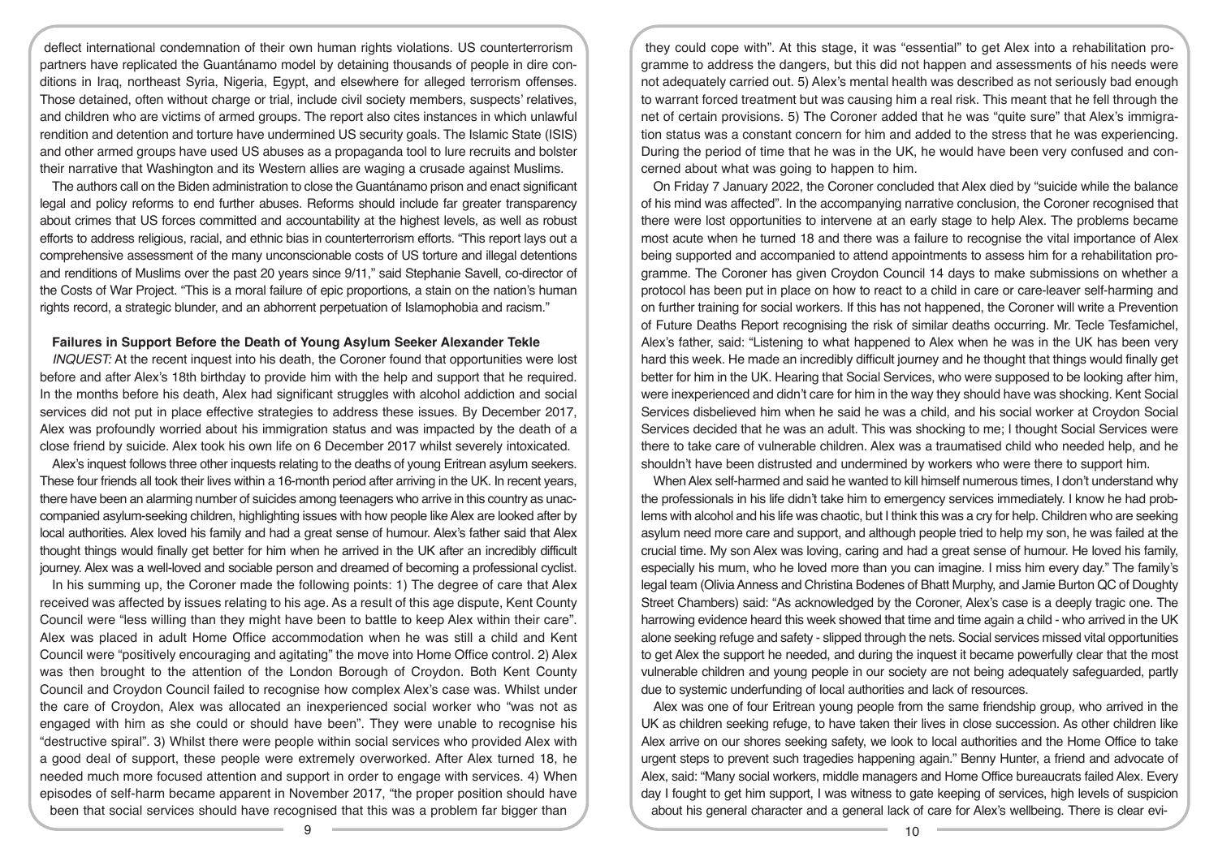deflect international condemnation of their own human rights violations. US counterterrorism partners have replicated the Guantánamo model by detaining thousands of people in dire conditions in Iraq, northeast Syria, Nigeria, Egypt, and elsewhere for alleged terrorism offenses. Those detained, often without charge or trial, include civil society members, suspects' relatives, and children who are victims of armed groups. The report also cites instances in which unlawful rendition and detention and torture have undermined US security goals. The Islamic State (ISIS) and other armed groups have used US abuses as a propaganda tool to lure recruits and bolster their narrative that Washington and its Western allies are waging a crusade against Muslims.

The authors call on the Biden administration to close the Guantánamo prison and enact significant legal and policy reforms to end further abuses. Reforms should include far greater transparency about crimes that US forces committed and accountability at the highest levels, as well as robust efforts to address religious, racial, and ethnic bias in counterterrorism efforts. "This report lays out a comprehensive assessment of the many unconscionable costs of US torture and illegal detentions and renditions of Muslims over the past 20 years since 9/11," said Stephanie Savell, co-director of the Costs of War Project. "This is a moral failure of epic proportions, a stain on the nation's human rights record, a strategic blunder, and an abhorrent perpetuation of Islamophobia and racism."

### Failures in Support Before the Death of Young Asylum Seeker Alexander Tekle

*INQUEST:* At the recent inquest into his death, the Coroner found that opportunities were lost before and after Alex's 18th birthday to provide him with the help and support that he required. In the months before his death, Alex had significant struggles with alcohol addiction and social services did not put in place effective strategies to address these issues. By December 2017, Alex was profoundly worried about his immigration status and was impacted by the death of a close friend by suicide. Alex took his own life on 6 December 2017 whilst severely intoxicated.

Alex's inquest follows three other inquests relating to the deaths of young Eritrean asylum seekers. These four friends all took their lives within a 16-month period after arriving in the UK. In recent years, there have been an alarming number of suicides among teenagers who arrive in this country as unaccompanied asylum-seeking children, highlighting issues with how people like Alex are looked after by local authorities. Alex loved his family and had a great sense of humour. Alex's father said that Alex thought things would finally get better for him when he arrived in the UK after an incredibly difficult journey. Alex was a well-loved and sociable person and dreamed of becoming a professional cyclist.

In his summing up, the Coroner made the following points: 1) The degree of care that Alex received was affected by issues relating to his age. As a result of this age dispute, Kent County Council were "less willing than they might have been to battle to keep Alex within their care". Alex was placed in adult Home Office accommodation when he was still a child and Kent Council were "positively encouraging and agitating" the move into Home Office control. 2) Alex was then brought to the attention of the London Borough of Croydon. Both Kent County Council and Croydon Council failed to recognise how complex Alex's case was. Whilst under the care of Croydon, Alex was allocated an inexperienced social worker who "was not as engaged with him as she could or should have been". They were unable to recognise his "destructive spiral". 3) Whilst there were people within social services who provided Alex with a good deal of support, these people were extremely overworked. After Alex turned 18, he needed much more focused attention and support in order to engage with services. 4) When episodes of self-harm became apparent in November 2017, "the proper position should have been that social services should have recognised that this was a problem far bigger than they could cope with". At this stage, it was "essential" to get Alex into a rehabilitation programme to address the dangers, but this did not happen and assessments of his needs were not adequately carried out. 5) Alex's mental health was described as not seriously bad enough to warrant forced treatment but was causing him a real risk. This meant that he fell through the net of certain provisions. 5) The Coroner added that he was "quite sure" that Alex's immigration status was a constant concern for him and added to the stress that he was experiencing. During the period of time that he was in the UK, he would have been very confused and concerned about what was going to happen to him.

On Friday 7 January 2022, the Coroner concluded that Alex died by "suicide while the balance of his mind was affected". In the accompanying narrative conclusion, the Coroner recognised that there were lost opportunities to intervene at an early stage to help Alex. The problems became most acute when he turned 18 and there was a failure to recognise the vital importance of Alex being supported and accompanied to attend appointments to assess him for a rehabilitation programme. The Coroner has given Croydon Council 14 days to make submissions on whether a protocol has been put in place on how to react to a child in care or care-leaver self-harming and on further training for social workers. If this has not happened, the Coroner will write a Prevention of Future Deaths Report recognising the risk of similar deaths occurring. Mr. Tecle Tesfamichel, Alex's father, said: "Listening to what happened to Alex when he was in the UK has been very hard this week. He made an incredibly difficult journey and he thought that things would finally get better for him in the UK. Hearing that Social Services, who were supposed to be looking after him, were inexperienced and didn't care for him in the way they should have was shocking. Kent Social Services disbelieved him when he said he was a child, and his social worker at Croydon Social Services decided that he was an adult. This was shocking to me; I thought Social Services were there to take care of vulnerable children. Alex was a traumatised child who needed help, and he shouldn't have been distrusted and undermined by workers who were there to support him.

When Alex self-harmed and said he wanted to kill himself numerous times, I don't understand why the professionals in his life didn't take him to emergency services immediately. I know he had problems with alcohol and his life was chaotic, but I think this was a cry for help. Children who are seeking asylum need more care and support, and although people tried to help my son, he was failed at the crucial time. My son Alex was loving, caring and had a great sense of humour. He loved his family, especially his mum, who he loved more than you can imagine. I miss him every day." The family's legal team (Olivia Anness and Christina Bodenes of Bhatt Murphy, and Jamie Burton QC of Doughty Street Chambers) said: "As acknowledged by the Coroner, Alex's case is a deeply tragic one. The harrowing evidence heard this week showed that time and time again a child - who arrived in the UK alone seeking refuge and safety - slipped through the nets. Social services missed vital opportunities to get Alex the support he needed, and during the inquest it became powerfully clear that the most vulnerable children and young people in our society are not being adequately safeguarded, partly due to systemic underfunding of local authorities and lack of resources.

Alex was one of four Eritrean young people from the same friendship group, who arrived in the UK as children seeking refuge, to have taken their lives in close succession. As other children like Alex arrive on our shores seeking safety, we look to local authorities and the Home Office to take urgent steps to prevent such tragedies happening again." Benny Hunter, a friend and advocate of Alex, said: "Many social workers, middle managers and Home Office bureaucrats failed Alex. Every day I fought to get him support, I was witness to gate keeping of services, high levels of suspicion about his general character and a general lack of care for Alex's wellbeing. There is clear evi-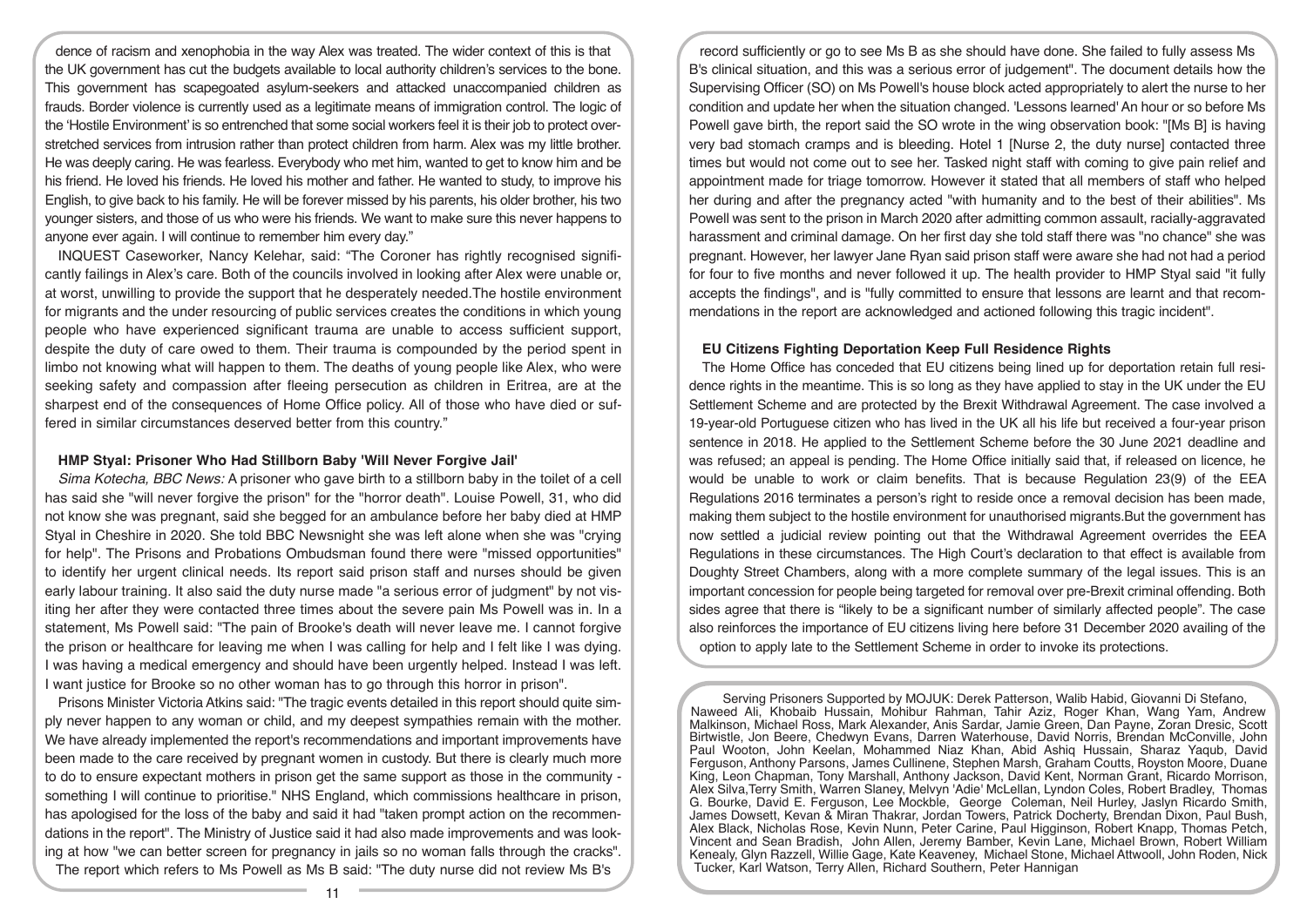dence of racism and xenophobia in the way Alex was treated. The wider context of this is that the UK government has cut the budgets available to local authority children's services to the bone. This government has scapegoated asylum-seekers and attacked unaccompanied children as frauds. Border violence is currently used as a legitimate means of immigration control. The logic of the 'Hostile Environment' is so entrenched that some social workers feel it is their job to protect overstretched services from intrusion rather than protect children from harm. Alex was my little brother. He was deeply caring. He was fearless. Everybody who met him, wanted to get to know him and be his friend. He loved his friends. He loved his mother and father. He wanted to study, to improve his English, to give back to his family. He will be forever missed by his parents, his older brother, his two younger sisters, and those of us who were his friends. We want to make sure this never happens to anyone ever again. I will continue to remember him every day."

INQUEST Caseworker, Nancy Kelehar, said: "The Coroner has rightly recognised significantly failings in Alex's care. Both of the councils involved in looking after Alex were unable or, at worst, unwilling to provide the support that he desperately needed.The hostile environment for migrants and the under resourcing of public services creates the conditions in which young people who have experienced significant trauma are unable to access sufficient support, despite the duty of care owed to them. Their trauma is compounded by the period spent in limbo not knowing what will happen to them. The deaths of young people like Alex, who were seeking safety and compassion after fleeing persecution as children in Eritrea, are at the sharpest end of the consequences of Home Office policy. All of those who have died or suffered in similar circumstances deserved better from this country."

### HMP Styal: Prisoner Who Had Stillborn Baby 'Will Never Forgive Jail'

*Sima Kotecha, BBC News:* A prisoner who gave birth to a stillborn baby in the toilet of a cell has said she "will never forgive the prison" for the "horror death". Louise Powell, 31, who did not know she was pregnant, said she begged for an ambulance before her baby died at HMP Styal in Cheshire in 2020. She told BBC Newsnight she was left alone when she was "crying for help". The Prisons and Probations Ombudsman found there were "missed opportunities" to identify her urgent clinical needs. Its report said prison staff and nurses should be given early labour training. It also said the duty nurse made "a serious error of judgment" by not visiting her after they were contacted three times about the severe pain Ms Powell was in. In a statement, Ms Powell said: "The pain of Brooke's death will never leave me. I cannot forgive the prison or healthcare for leaving me when I was calling for help and I felt like I was dying. I was having a medical emergency and should have been urgently helped. Instead I was left. I want justice for Brooke so no other woman has to go through this horror in prison".

Prisons Minister Victoria Atkins said: "The tragic events detailed in this report should quite simply never happen to any woman or child, and my deepest sympathies remain with the mother. We have already implemented the report's recommendations and important improvements have been made to the care received by pregnant women in custody. But there is clearly much more to do to ensure expectant mothers in prison get the same support as those in the community - something I will continue to prioritise." NHS England, which commissions healthcare in prison, has apologised for the loss of the baby and said it had "taken prompt action on the recommendations in the report". The Ministry of Justice said it had also made improvements and was looking at how "we can better screen for pregnancy in jails so no woman falls through the cracks".

The report which refers to Ms Powell as Ms B said: "The duty nurse did not review Ms B's record sufficiently or go to see Ms B as she should have done. She failed to fully assess Ms B's clinical situation, and this was a serious error of judgement". The document details how the Supervising Officer (SO) on Ms Powell's house block acted appropriately to alert the nurse to her condition and update her when the situation changed. 'Lessons learned' An hour or so before Ms Powell gave birth, the report said the SO wrote in the wing observation book: "[Ms B] is having very bad stomach cramps and is bleeding. Hotel 1 [Nurse 2, the duty nurse] contacted three times but would not come out to see her. Tasked night staff with coming to give pain relief and appointment made for triage tomorrow. However it stated that all members of staff who helped her during and after the pregnancy acted "with humanity and to the best of their abilities". Ms Powell was sent to the prison in March 2020 after admitting common assault, racially-aggravated harassment and criminal damage. On her first day she told staff there was "no chance" she was pregnant. However, her lawyer Jane Ryan said prison staff were aware she had not had a period for four to five months and never followed it up. The health provider to HMP Styal said "it fully accepts the findings", and is "fully committed to ensure that lessons are learnt and that recommendations in the report are acknowledged and actioned following this tragic incident".

### EU Citizens Fighting Deportation Keep Full Residence Rights

The Home Office has conceded that EU citizens being lined up for deportation retain full residence rights in the meantime. This is so long as they have applied to stay in the UK under the EU Settlement Scheme and are protected by the Brexit Withdrawal Agreement. The case involved a 19-year-old Portuguese citizen who has lived in the UK all his life but received a four-year prison sentence in 2018. He applied to the Settlement Scheme before the 30 June 2021 deadline and was refused; an appeal is pending. The Home Office initially said that, if released on licence, he would be unable to work or claim benefits. That is because Regulation 23(9) of the EEA Regulations 2016 terminates a person's right to reside once a removal decision has been made, making them subject to the hostile environment for unauthorised migrants.But the government has now settled a judicial review pointing out that the Withdrawal Agreement overrides the EEA Regulations in these circumstances. The High Court's declaration to that effect is available from Doughty Street Chambers, along with a more complete summary of the legal issues. This is an important concession for people being targeted for removal over pre-Brexit criminal offending. Both sides agree that there is "likely to be a significant number of similarly affected people". The case also reinforces the importance of EU citizens living here before 31 December 2020 availing of the option to apply late to the Settlement Scheme in order to invoke its protections.

Serving Prisoners Supported by MOJUK: Derek Patterson, Walib Habid, Giovanni Di Stefano, Naweed Ali, Khobaib Hussain, Mohibur Rahman, Tahir Aziz, Roger Khan, Wang Yam, Andrew Malkinson, Michael Ross, Mark Alexander, Anis Sardar, Jamie Green, Dan Payne, Zoran Dresic, Scott Birtwistle, Jon Beere, Chedwyn Evans, Darren Waterhouse, David Norris, Brendan McConville, John Paul Wooton, John Keelan, Mohammed Niaz Khan, Abid Ashiq Hussain, Sharaz Yaqub, David Ferguson, Anthony Parsons, James Cullinene, Stephen Marsh, Graham Coutts, Royston Moore, Duane King, Leon Chapman, Tony Marshall, Anthony Jackson, David Kent, Norman Grant, Ricardo Morrison, Alex Silva,Terry Smith, Warren Slaney, Melvyn 'Adie' McLellan, Lyndon Coles, Robert Bradley, Thomas G. Bourke, David E. Ferguson, Lee Mockble, George Coleman, Neil Hurley, Jaslyn Ricardo Smith, James Dowsett, Kevan & Miran Thakrar, Jordan Towers, Patrick Docherty, Brendan Dixon, Paul Bush, Alex Black, Nicholas Rose, Kevin Nunn, Peter Carine, Paul Higginson, Robert Knapp, Thomas Petch, Vincent and Sean Bradish, John Allen, Jeremy Bamber, Kevin Lane, Michael Brown, Robert William Kenealy, Glyn Razzell, Willie Gage, Kate Keaveney, Michael Stone, Michael Attwooll, John Roden, Nick Tucker, Karl Watson, Terry Allen, Richard Southern, Peter Hannigan